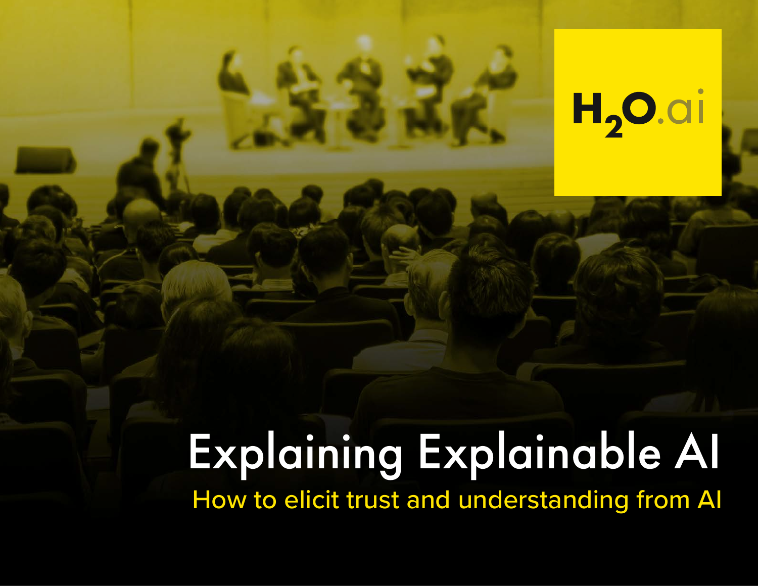H$_2$O.ai

# Explaining Explainable AI

## How to elicit trust and understanding from AI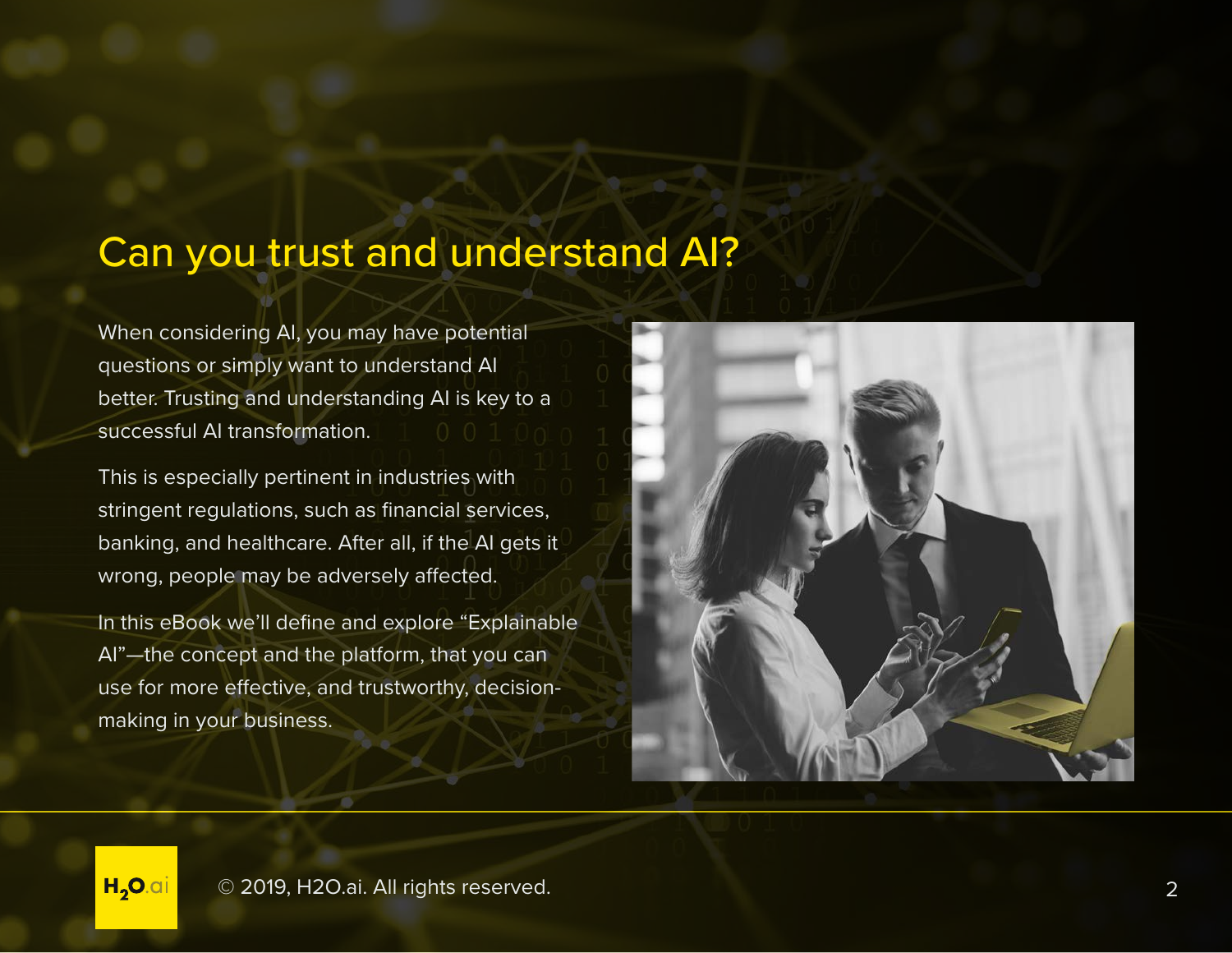# Can you trust and understand AI?

When considering AI, you may have potential questions or simply want to understand AI better. Trusting and understanding AI is key to a successful AI transformation.

This is especially pertinent in industries with stringent regulations, such as financial services, banking, and healthcare. After all, if the AI gets it wrong, people may be adversely affected.

In this eBook we'll define and explore "Explainable AI"—the concept and the platform, that you can use for more effective, and trustworthy, decision-making in your business.

© 2019, H2O.ai. All rights reserved.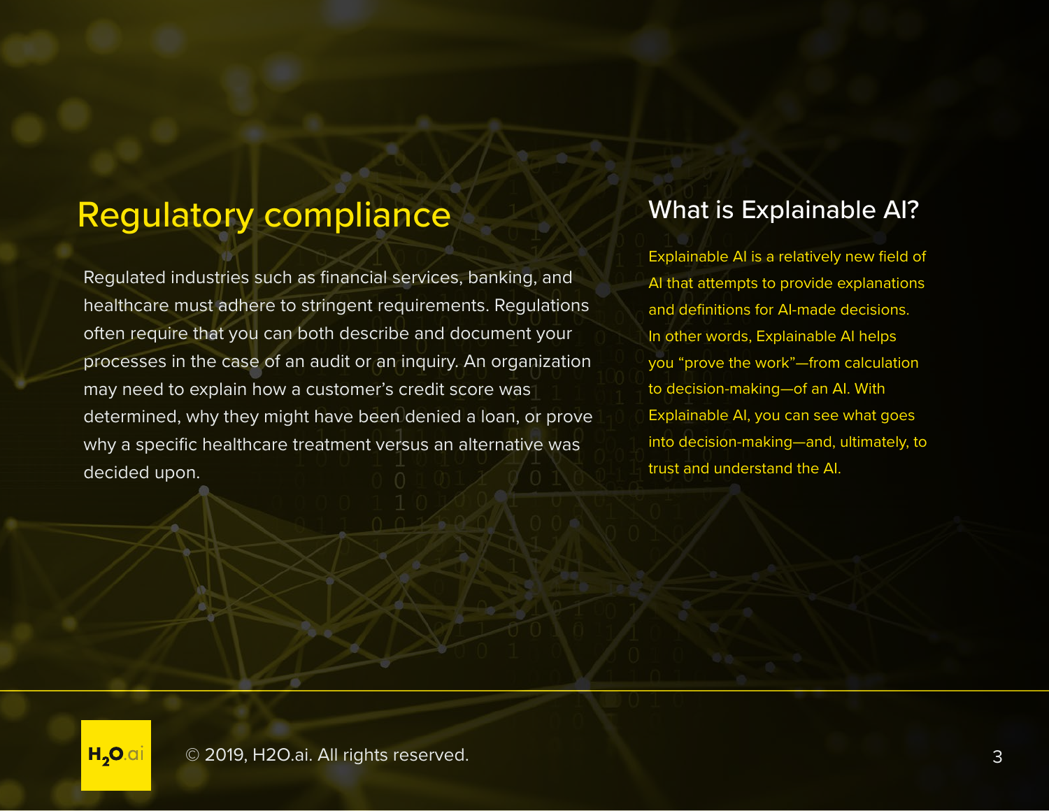## Regulatory compliance

Regulated industries such as financial services, banking, and healthcare must adhere to stringent requirements. Regulations often require that you can both describe and document your processes in the case of an audit or an inquiry. An organization may need to explain how a customer's credit score was determined, why they might have been denied a loan, or prove why a specific healthcare treatment versus an alternative was decided upon.

## What is Explainable AI?

Explainable AI is a relatively new field of AI that attempts to provide explanations and definitions for AI-made decisions. In other words, Explainable AI helps you "prove the work"—from calculation to decision-making—of an AI. With Explainable AI, you can see what goes into decision-making—and, ultimately, to trust and understand the AI.

© 2019, H2O.ai. All rights reserved.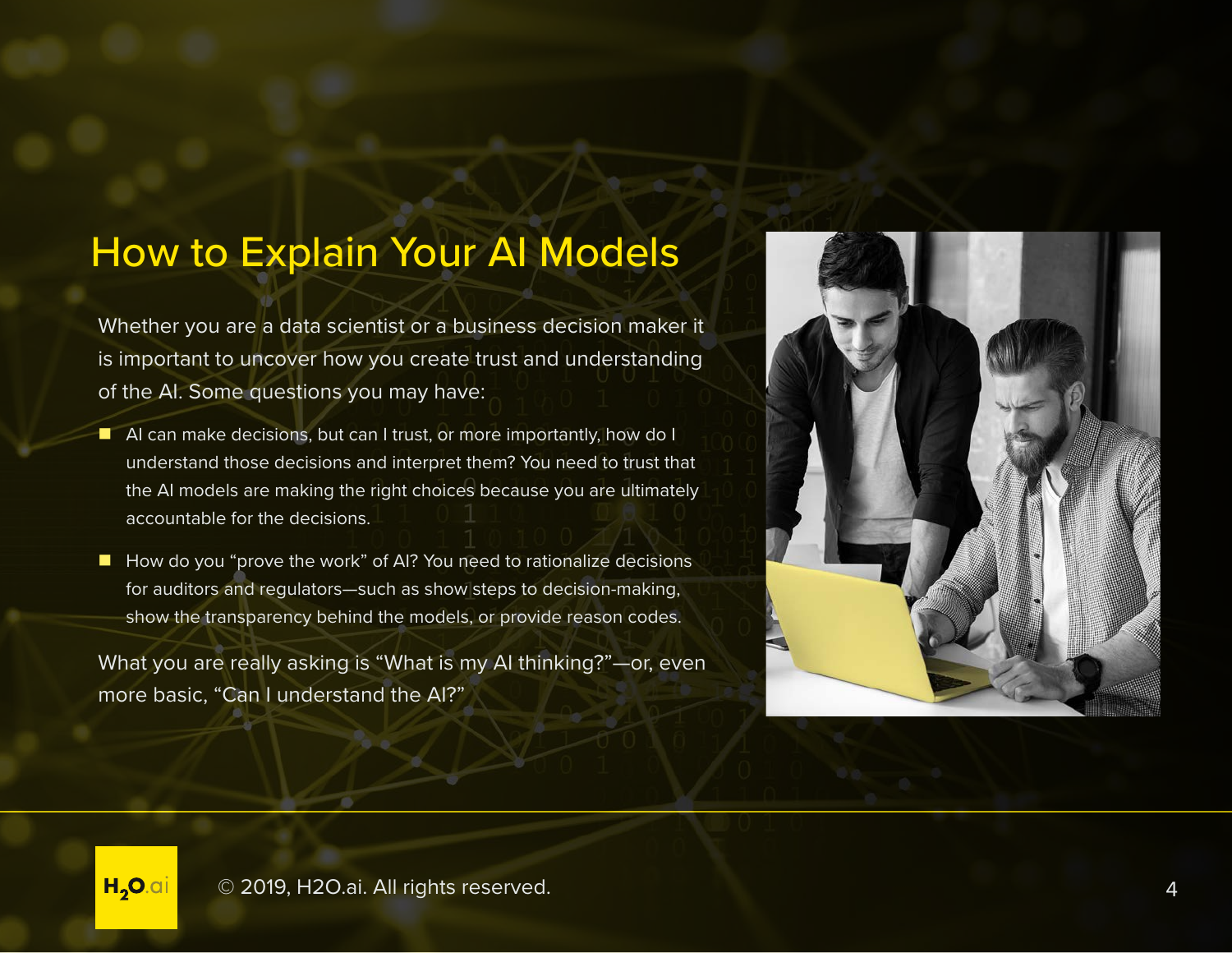# How to Explain Your AI Models

Whether you are a data scientist or a business decision maker it is important to uncover how you create trust and understanding of the AI. Some questions you may have:

- AI can make decisions, but can I trust, or more importantly, how do I understand those decisions and interpret them? You need to trust that the AI models are making the right choices because you are ultimately accountable for the decisions.
- How do you "prove the work" of AI? You need to rationalize decisions for auditors and regulators—such as show steps to decision-making, show the transparency behind the models, or provide reason codes.

What you are really asking is "What is my AI thinking?"—or, even more basic, "Can I understand the AI?"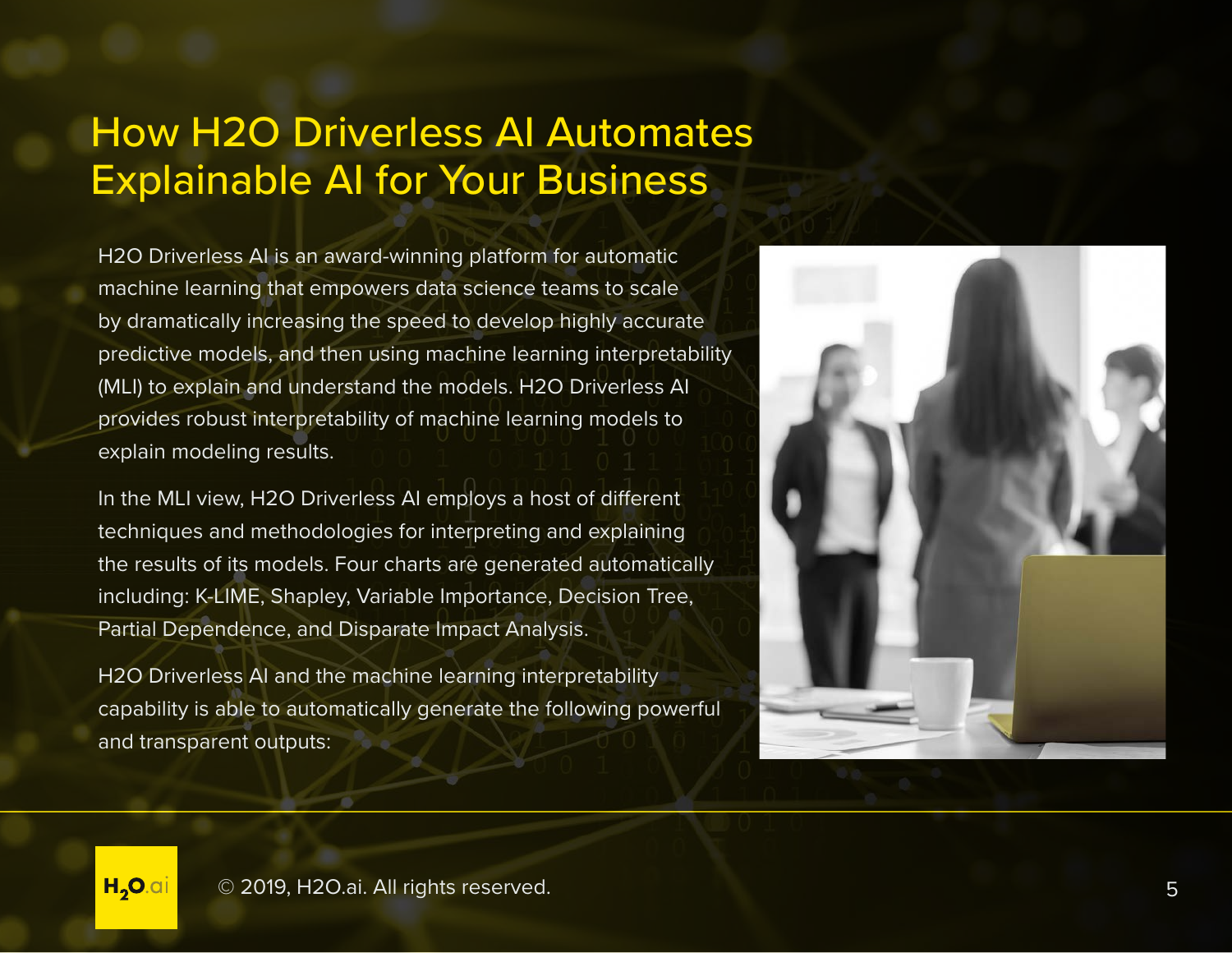# How H2O Driverless AI Automates Explainable AI for Your Business

H2O Driverless AI is an award-winning platform for automatic machine learning that empowers data science teams to scale by dramatically increasing the speed to develop highly accurate predictive models, and then using machine learning interpretability (MLI) to explain and understand the models. H2O Driverless AI provides robust interpretability of machine learning models to explain modeling results.

In the MLI view, H2O Driverless AI employs a host of different techniques and methodologies for interpreting and explaining the results of its models. Four charts are generated automatically including: K-LIME, Shapley, Variable Importance, Decision Tree, Partial Dependence, and Disparate Impact Analysis.

H2O Driverless AI and the machine learning interpretability capability is able to automatically generate the following powerful and transparent outputs: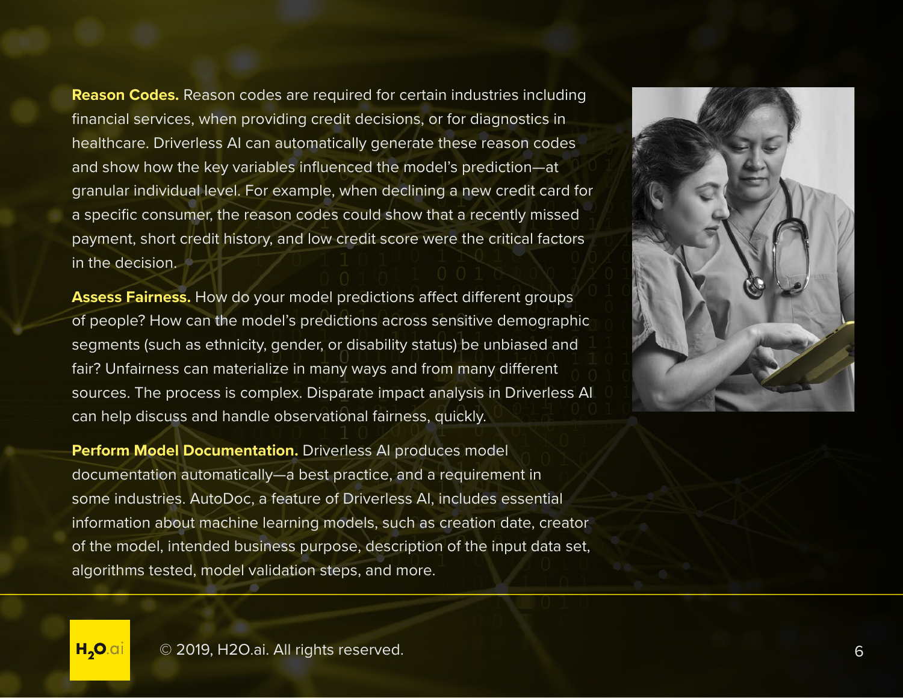**Reason Codes.** Reason codes are required for certain industries including financial services, when providing credit decisions, or for diagnostics in healthcare. Driverless AI can automatically generate these reason codes and show how the key variables influenced the model's prediction—at granular individual level. For example, when declining a new credit card for a specific consumer, the reason codes could show that a recently missed payment, short credit history, and low credit score were the critical factors in the decision.

**Assess Fairness.** How do your model predictions affect different groups of people? How can the model's predictions across sensitive demographic segments (such as ethnicity, gender, or disability status) be unbiased and fair? Unfairness can materialize in many ways and from many different sources. The process is complex. Disparate impact analysis in Driverless AI can help discuss and handle observational fairness, quickly.

**Perform Model Documentation.** Driverless AI produces model documentation automatically—a best practice, and a requirement in some industries. AutoDoc, a feature of Driverless AI, includes essential information about machine learning models, such as creation date, creator of the model, intended business purpose, description of the input data set, algorithms tested, model validation steps, and more.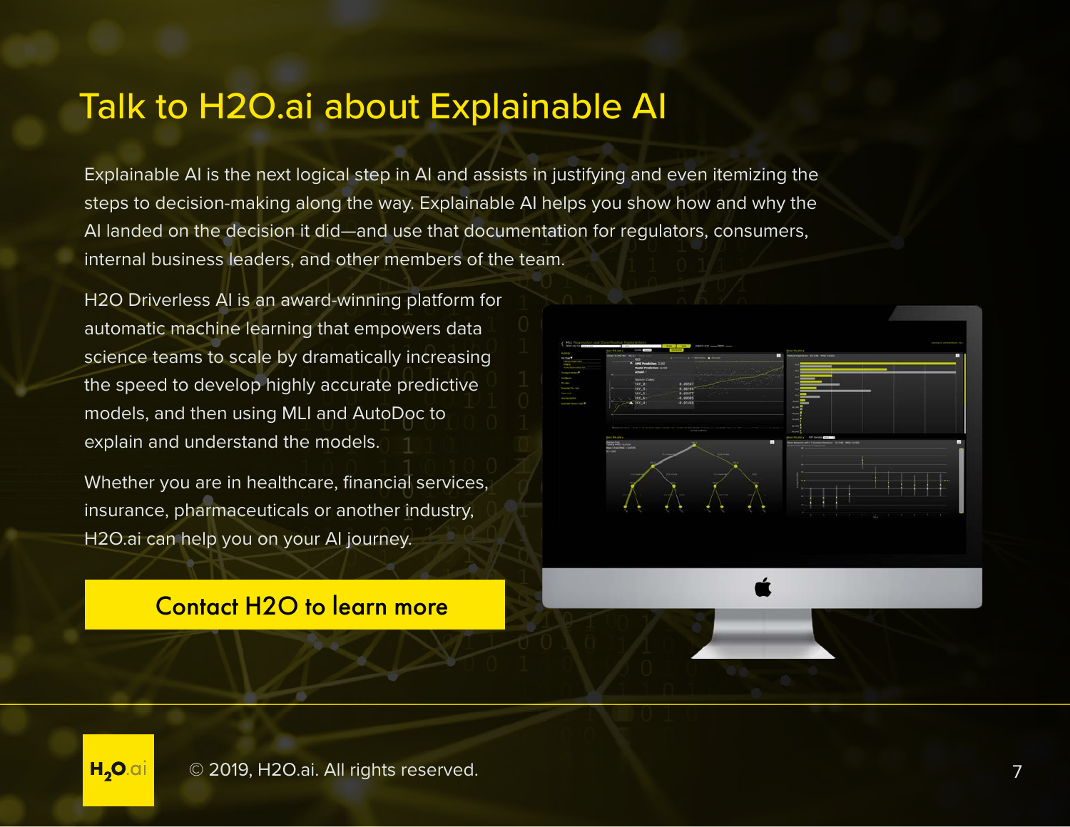# Talk to H2O.ai about Explainable AI

Explainable AI is the next logical step in AI and assists in justifying and even itemizing the steps to decision-making along the way. Explainable AI helps you show how and why the AI landed on the decision it did—and use that documentation for regulators, consumers, internal business leaders, and other members of the team.

H2O Driverless AI is an award-winning platform for automatic machine learning that empowers data science teams to scale by dramatically increasing the speed to develop highly accurate predictive models, and then using MLI and AutoDoc to explain and understand the models.

Whether you are in healthcare, financial services, insurance, pharmaceuticals or another industry, H2O.ai can help you on your AI journey.

**Contact H2O to learn more**

© 2019, H2O.ai. All rights reserved.